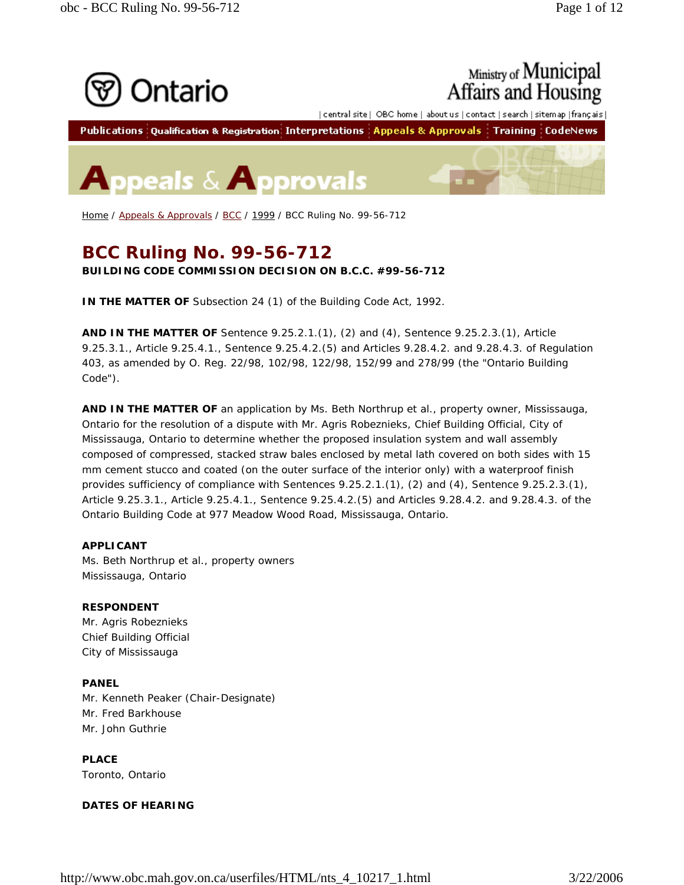Home / Appeals & Approvals / BCC / 1999 / BCC Ruling No. 99-56-712

# BCC Ruling No. 99-56-712

**BUILDING CODE COMMISSION DECISION ON B.C.C. #99-56-712**

**IN THE MATTER OF** Subsection 24 (1) of the Building Code Act, 1992.

**AND IN THE MATTER OF** Sentence 9.25.2.1.(1), (2) and (4), Sentence 9.25.2.3.(1), Article 9.25.3.1., Article 9.25.4.1., Sentence 9.25.4.2.(5) and Articles 9.28.4.2. and 9.28.4.3. of Regulation 403, as amended by O. Reg. 22/98, 102/98, 122/98, 152/99 and 278/99 (the "Ontario Building Code").

**AND IN THE MATTER OF** an application by Ms. Beth Northrup et al., property owner, Mississauga, Ontario for the resolution of a dispute with Mr. Agris Robeznieks, Chief Building Official, City of Mississauga, Ontario to determine whether the proposed insulation system and wall assembly composed of compressed, stacked straw bales enclosed by metal lath covered on both sides with 15 mm cement stucco and coated (on the outer surface of the interior only) with a waterproof finish provides sufficiency of compliance with Sentences 9.25.2.1.(1), (2) and (4), Sentence 9.25.2.3.(1), Article 9.25.3.1., Article 9.25.4.1., Sentence 9.25.4.2.(5) and Articles 9.28.4.2. and 9.28.4.3. of the Ontario Building Code at 977 Meadow Wood Road, Mississauga, Ontario.

**APPLICANT**
Ms. Beth Northrup et al., property owners
Mississauga, Ontario

**RESPONDENT**
Mr. Agris Robeznieks
Chief Building Official
City of Mississauga

**PANEL**
Mr. Kenneth Peaker (Chair-Designate)
Mr. Fred Barkhouse
Mr. John Guthrie

**PLACE**
Toronto, Ontario

**DATES OF HEARING**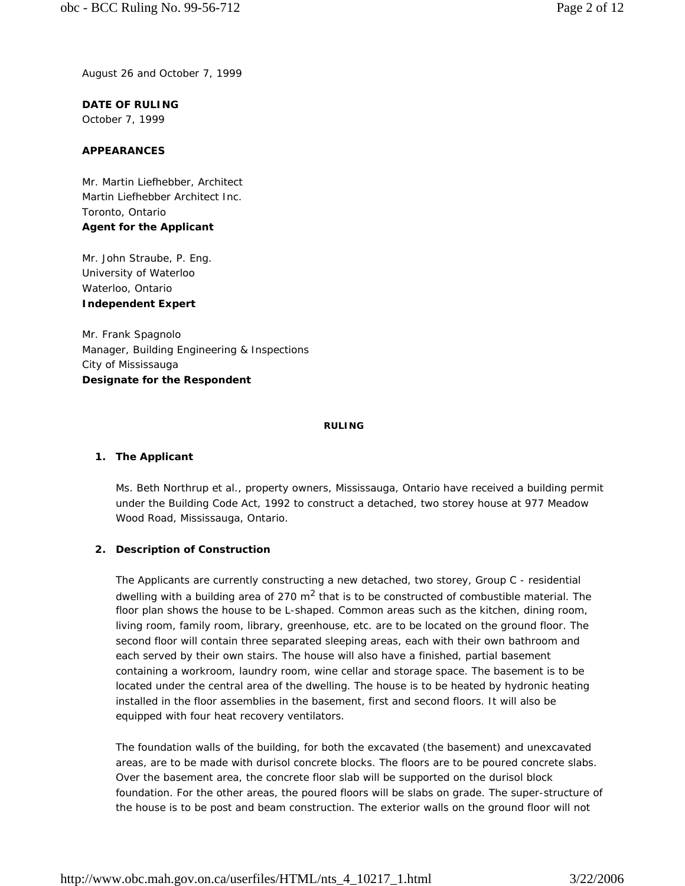August 26 and October 7, 1999

**DATE OF RULING**
October 7, 1999

**APPEARANCES**

Mr. Martin Liefhebber, Architect
Martin Liefhebber Architect Inc.
Toronto, Ontario
**Agent for the Applicant**

Mr. John Straube, P. Eng.
University of Waterloo
Waterloo, Ontario
**Independent Expert**

Mr. Frank Spagnolo
Manager, Building Engineering & Inspections
City of Mississauga
**Designate for the Respondent**

**RULING**

1. **The Applicant**

   Ms. Beth Northrup et al., property owners, Mississauga, Ontario have received a building permit under the Building Code Act, 1992 to construct a detached, two storey house at 977 Meadow Wood Road, Mississauga, Ontario.

2. **Description of Construction**

   The Applicants are currently constructing a new detached, two storey, Group C - residential dwelling with a building area of 270 $m^2$ that is to be constructed of combustible material. The floor plan shows the house to be L-shaped. Common areas such as the kitchen, dining room, living room, family room, library, greenhouse, etc. are to be located on the ground floor. The second floor will contain three separated sleeping areas, each with their own bathroom and each served by their own stairs. The house will also have a finished, partial basement containing a workroom, laundry room, wine cellar and storage space. The basement is to be located under the central area of the dwelling. The house is to be heated by hydronic heating installed in the floor assemblies in the basement, first and second floors. It will also be equipped with four heat recovery ventilators.

   The foundation walls of the building, for both the excavated (the basement) and unexcavated areas, are to be made with durisol concrete blocks. The floors are to be poured concrete slabs. Over the basement area, the concrete floor slab will be supported on the durisol block foundation. For the other areas, the poured floors will be slabs on grade. The super-structure of the house is to be post and beam construction. The exterior walls on the ground floor will not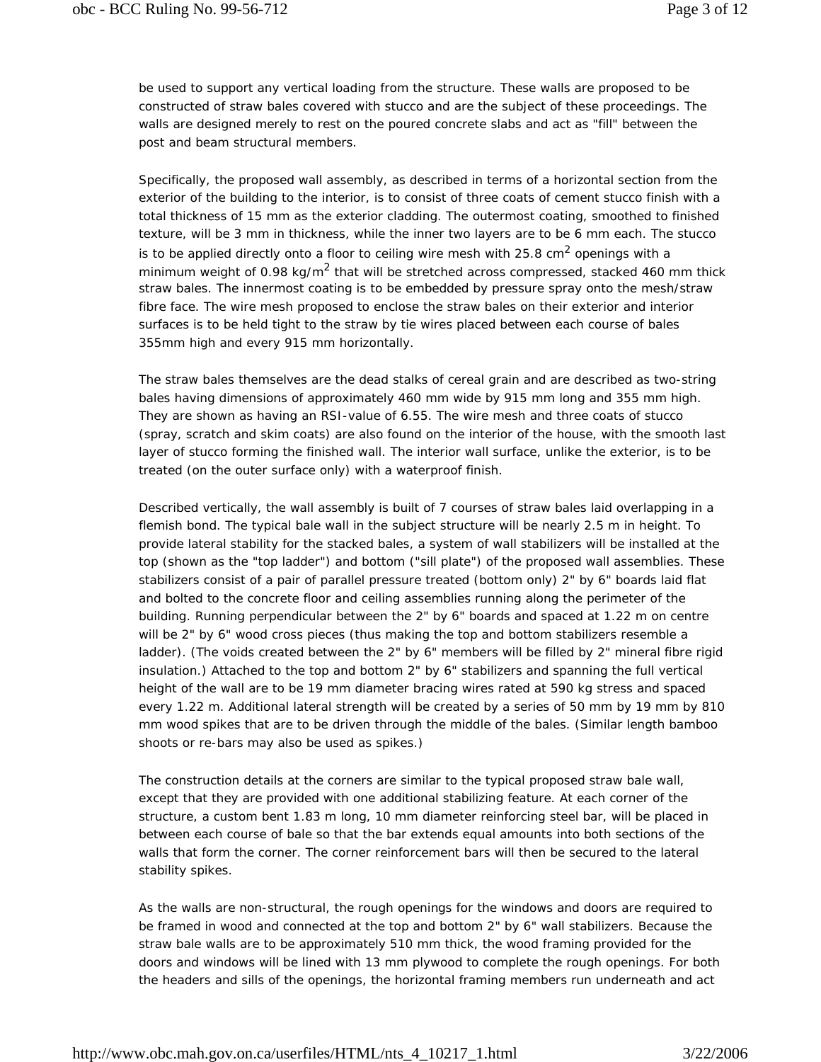be used to support any vertical loading from the structure. These walls are proposed to be constructed of straw bales covered with stucco and are the subject of these proceedings. The walls are designed merely to rest on the poured concrete slabs and act as "fill" between the post and beam structural members.

Specifically, the proposed wall assembly, as described in terms of a horizontal section from the exterior of the building to the interior, is to consist of three coats of cement stucco finish with a total thickness of 15 mm as the exterior cladding. The outermost coating, smoothed to finished texture, will be 3 mm in thickness, while the inner two layers are to be 6 mm each. The stucco is to be applied directly onto a floor to ceiling wire mesh with 25.8 $cm^2$ openings with a minimum weight of 0.98 $kg/m^2$ that will be stretched across compressed, stacked 460 mm thick straw bales. The innermost coating is to be embedded by pressure spray onto the mesh/straw fibre face. The wire mesh proposed to enclose the straw bales on their exterior and interior surfaces is to be held tight to the straw by tie wires placed between each course of bales 355mm high and every 915 mm horizontally.

The straw bales themselves are the dead stalks of cereal grain and are described as two-string bales having dimensions of approximately 460 mm wide by 915 mm long and 355 mm high. They are shown as having an RSI-value of 6.55. The wire mesh and three coats of stucco (spray, scratch and skim coats) are also found on the interior of the house, with the smooth last layer of stucco forming the finished wall. The interior wall surface, unlike the exterior, is to be treated (on the outer surface only) with a waterproof finish.

Described vertically, the wall assembly is built of 7 courses of straw bales laid overlapping in a flemish bond. The typical bale wall in the subject structure will be nearly 2.5 m in height. To provide lateral stability for the stacked bales, a system of wall stabilizers will be installed at the top (shown as the "top ladder") and bottom ("sill plate") of the proposed wall assemblies. These stabilizers consist of a pair of parallel pressure treated (bottom only) 2" by 6" boards laid flat and bolted to the concrete floor and ceiling assemblies running along the perimeter of the building. Running perpendicular between the 2" by 6" boards and spaced at 1.22 m on centre will be 2" by 6" wood cross pieces (thus making the top and bottom stabilizers resemble a ladder). (The voids created between the 2" by 6" members will be filled by 2" mineral fibre rigid insulation.) Attached to the top and bottom 2" by 6" stabilizers and spanning the full vertical height of the wall are to be 19 mm diameter bracing wires rated at 590 kg stress and spaced every 1.22 m. Additional lateral strength will be created by a series of 50 mm by 19 mm by 810 mm wood spikes that are to be driven through the middle of the bales. (Similar length bamboo shoots or re-bars may also be used as spikes.)

The construction details at the corners are similar to the typical proposed straw bale wall, except that they are provided with one additional stabilizing feature. At each corner of the structure, a custom bent 1.83 m long, 10 mm diameter reinforcing steel bar, will be placed in between each course of bale so that the bar extends equal amounts into both sections of the walls that form the corner. The corner reinforcement bars will then be secured to the lateral stability spikes.

As the walls are non-structural, the rough openings for the windows and doors are required to be framed in wood and connected at the top and bottom 2" by 6" wall stabilizers. Because the straw bale walls are to be approximately 510 mm thick, the wood framing provided for the doors and windows will be lined with 13 mm plywood to complete the rough openings. For both the headers and sills of the openings, the horizontal framing members run underneath and act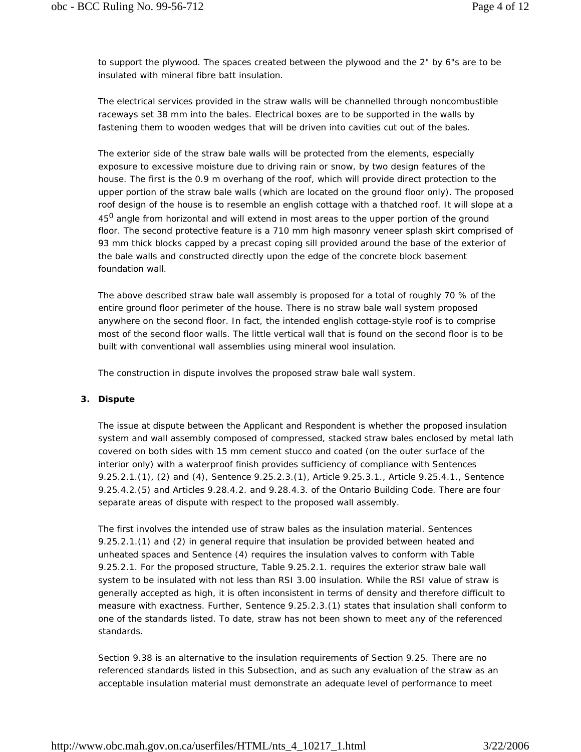to support the plywood. The spaces created between the plywood and the 2" by 6"s are to be insulated with mineral fibre batt insulation.

The electrical services provided in the straw walls will be channelled through noncombustible raceways set 38 mm into the bales. Electrical boxes are to be supported in the walls by fastening them to wooden wedges that will be driven into cavities cut out of the bales.

The exterior side of the straw bale walls will be protected from the elements, especially exposure to excessive moisture due to driving rain or snow, by two design features of the house. The first is the 0.9 m overhang of the roof, which will provide direct protection to the upper portion of the straw bale walls (which are located on the ground floor only). The proposed roof design of the house is to resemble an english cottage with a thatched roof. It will slope at a $45^0$ angle from horizontal and will extend in most areas to the upper portion of the ground floor. The second protective feature is a 710 mm high masonry veneer splash skirt comprised of 93 mm thick blocks capped by a precast coping sill provided around the base of the exterior of the bale walls and constructed directly upon the edge of the concrete block basement foundation wall.

The above described straw bale wall assembly is proposed for a total of roughly 70 % of the entire ground floor perimeter of the house. There is no straw bale wall system proposed anywhere on the second floor. In fact, the intended english cottage-style roof is to comprise most of the second floor walls. The little vertical wall that is found on the second floor is to be built with conventional wall assemblies using mineral wool insulation.

The construction in dispute involves the proposed straw bale wall system.

### 3. Dispute

The issue at dispute between the Applicant and Respondent is whether the proposed insulation system and wall assembly composed of compressed, stacked straw bales enclosed by metal lath covered on both sides with 15 mm cement stucco and coated (on the outer surface of the interior only) with a waterproof finish provides sufficiency of compliance with Sentences 9.25.2.1.(1), (2) and (4), Sentence 9.25.2.3.(1), Article 9.25.3.1., Article 9.25.4.1., Sentence 9.25.4.2.(5) and Articles 9.28.4.2. and 9.28.4.3. of the Ontario Building Code. There are four separate areas of dispute with respect to the proposed wall assembly.

The first involves the intended use of straw bales as the insulation material. Sentences 9.25.2.1.(1) and (2) in general require that insulation be provided between heated and unheated spaces and Sentence (4) requires the insulation valves to conform with Table 9.25.2.1. For the proposed structure, Table 9.25.2.1. requires the exterior straw bale wall system to be insulated with not less than RSI 3.00 insulation. While the RSI value of straw is generally accepted as high, it is often inconsistent in terms of density and therefore difficult to measure with exactness. Further, Sentence 9.25.2.3.(1) states that insulation shall conform to one of the standards listed. To date, straw has not been shown to meet any of the referenced standards.

Section 9.38 is an alternative to the insulation requirements of Section 9.25. There are no referenced standards listed in this Subsection, and as such any evaluation of the straw as an acceptable insulation material must demonstrate an adequate level of performance to meet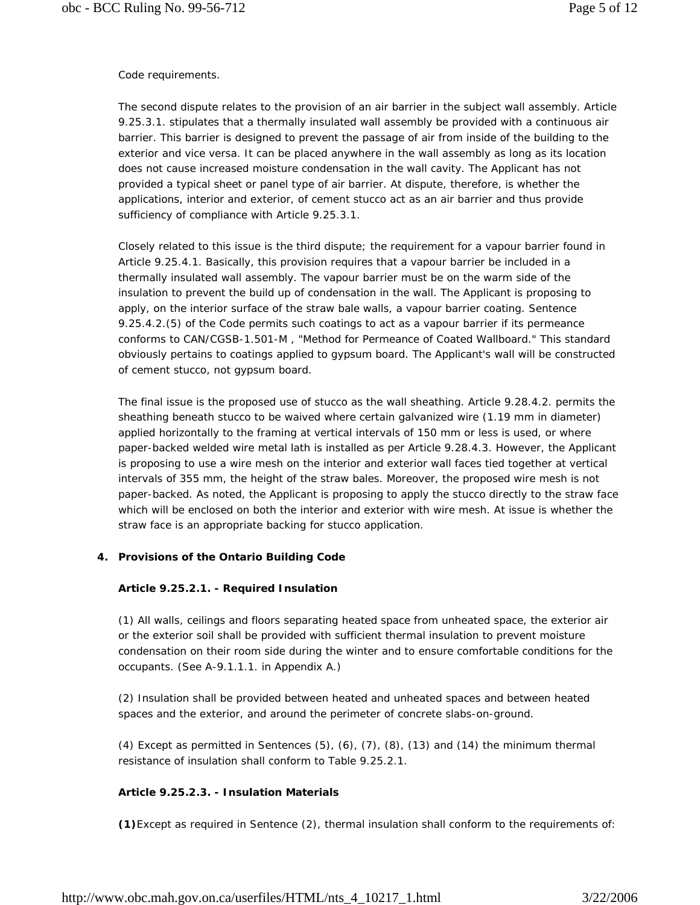Code requirements.

The second dispute relates to the provision of an air barrier in the subject wall assembly. Article 9.25.3.1. stipulates that a thermally insulated wall assembly be provided with a continuous air barrier. This barrier is designed to prevent the passage of air from inside of the building to the exterior and vice versa. It can be placed anywhere in the wall assembly as long as its location does not cause increased moisture condensation in the wall cavity. The Applicant has not provided a typical sheet or panel type of air barrier. At dispute, therefore, is whether the applications, interior and exterior, of cement stucco act as an air barrier and thus provide sufficiency of compliance with Article 9.25.3.1.

Closely related to this issue is the third dispute; the requirement for a vapour barrier found in Article 9.25.4.1. Basically, this provision requires that a vapour barrier be included in a thermally insulated wall assembly. The vapour barrier must be on the warm side of the insulation to prevent the build up of condensation in the wall. The Applicant is proposing to apply, on the interior surface of the straw bale walls, a vapour barrier coating. Sentence 9.25.4.2.(5) of the Code permits such coatings to act as a vapour barrier if its permeance conforms to CAN/CGSB-1.501-M , "Method for Permeance of Coated Wallboard." This standard obviously pertains to coatings applied to gypsum board. The Applicant's wall will be constructed of cement stucco, not gypsum board.

The final issue is the proposed use of stucco as the wall sheathing. Article 9.28.4.2. permits the sheathing beneath stucco to be waived where certain galvanized wire (1.19 mm in diameter) applied horizontally to the framing at vertical intervals of 150 mm or less is used, or where paper-backed welded wire metal lath is installed as per Article 9.28.4.3. However, the Applicant is proposing to use a wire mesh on the interior and exterior wall faces tied together at vertical intervals of 355 mm, the height of the straw bales. Moreover, the proposed wire mesh is not paper-backed. As noted, the Applicant is proposing to apply the stucco directly to the straw face which will be enclosed on both the interior and exterior with wire mesh. At issue is whether the straw face is an appropriate backing for stucco application.

## 4. Provisions of the Ontario Building Code

### Article 9.25.2.1. - Required Insulation

(1) All walls, ceilings and floors separating heated space from unheated space, the exterior air or the exterior soil shall be provided with sufficient thermal insulation to prevent moisture condensation on their room side during the winter and to ensure comfortable conditions for the occupants. (See A-9.1.1.1. in Appendix A.)

(2) Insulation shall be provided between heated and unheated spaces and between heated spaces and the exterior, and around the perimeter of concrete slabs-on-ground.

(4) Except as permitted in Sentences (5), (6), (7), (8), (13) and (14) the minimum thermal resistance of insulation shall conform to Table 9.25.2.1.

### Article 9.25.2.3. - Insulation Materials

**(1)** Except as required in Sentence (2), thermal insulation shall conform to the requirements of: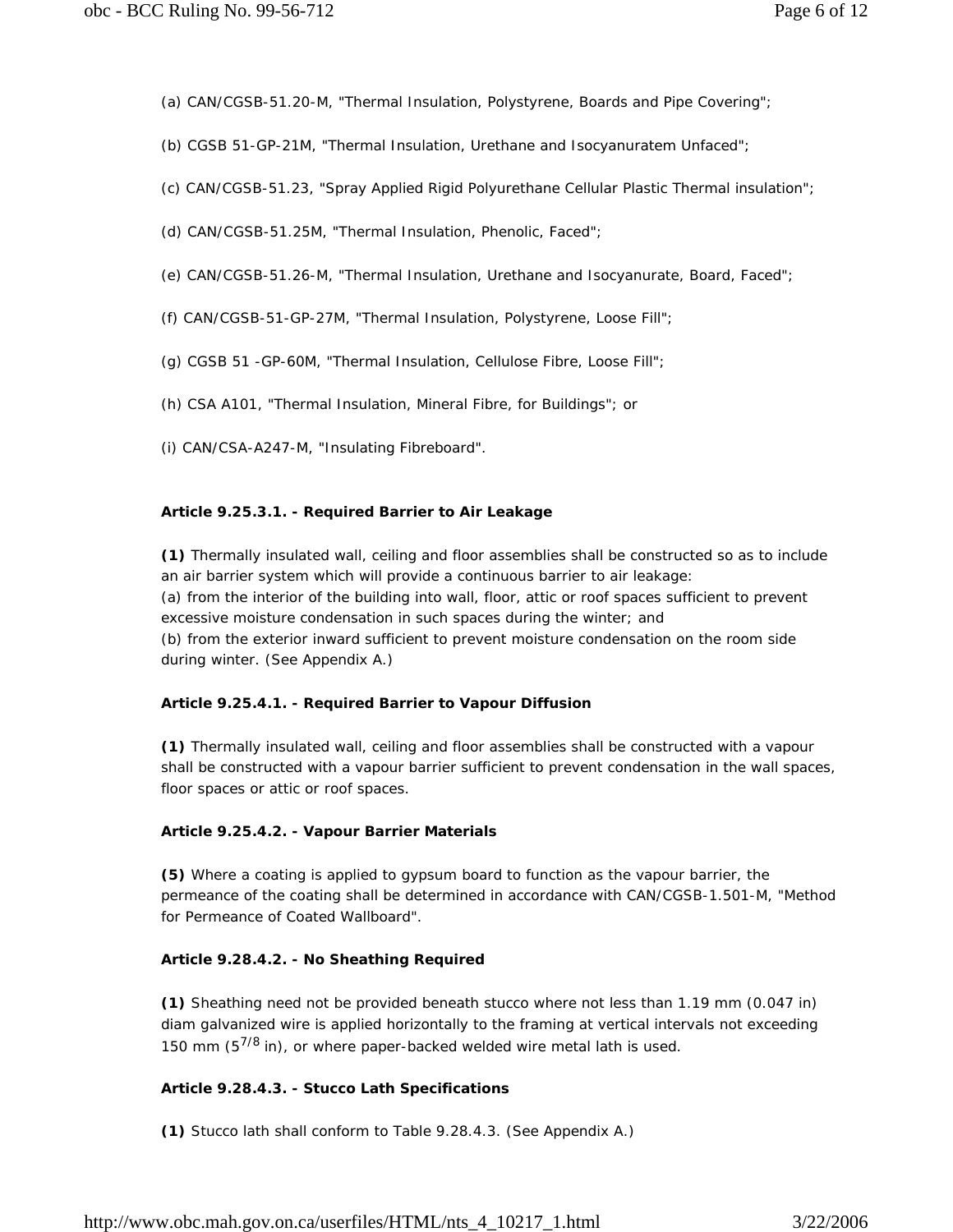(a) CAN/CGSB-51.20-M, "Thermal Insulation, Polystyrene, Boards and Pipe Covering";

(b) CGSB 51-GP-21M, "Thermal Insulation, Urethane and Isocyanuratem Unfaced";

(c) CAN/CGSB-51.23, "Spray Applied Rigid Polyurethane Cellular Plastic Thermal insulation";

(d) CAN/CGSB-51.25M, "Thermal Insulation, Phenolic, Faced";

(e) CAN/CGSB-51.26-M, "Thermal Insulation, Urethane and Isocyanurate, Board, Faced";

(f) CAN/CGSB-51-GP-27M, "Thermal Insulation, Polystyrene, Loose Fill";

(g) CGSB 51 -GP-60M, "Thermal Insulation, Cellulose Fibre, Loose Fill";

(h) CSA A101, "Thermal Insulation, Mineral Fibre, for Buildings"; or

(i) CAN/CSA-A247-M, "Insulating Fibreboard".

**Article 9.25.3.1. - Required Barrier to Air Leakage**

**(1)** Thermally insulated wall, ceiling and floor assemblies shall be constructed so as to include an air barrier system which will provide a continuous barrier to air leakage:
(a) from the interior of the building into wall, floor, attic or roof spaces sufficient to prevent excessive moisture condensation in such spaces during the winter; and
(b) from the exterior inward sufficient to prevent moisture condensation on the room side during winter. (See Appendix A.)

**Article 9.25.4.1. - Required Barrier to Vapour Diffusion**

**(1)** Thermally insulated wall, ceiling and floor assemblies shall be constructed with a vapour shall be constructed with a vapour barrier sufficient to prevent condensation in the wall spaces, floor spaces or attic or roof spaces.

**Article 9.25.4.2. - Vapour Barrier Materials**

**(5)** Where a coating is applied to gypsum board to function as the vapour barrier, the permeance of the coating shall be determined in accordance with CAN/CGSB-1.501-M, "Method for Permeance of Coated Wallboard".

**Article 9.28.4.2. - No Sheathing Required**

**(1)** Sheathing need not be provided beneath stucco where not less than 1.19 mm (0.047 in) diam galvanized wire is applied horizontally to the framing at vertical intervals not exceeding 150 mm ($5^{7/8}$ in), or where paper-backed welded wire metal lath is used.

**Article 9.28.4.3. - Stucco Lath Specifications**

**(1)** Stucco lath shall conform to Table 9.28.4.3. (See Appendix A.)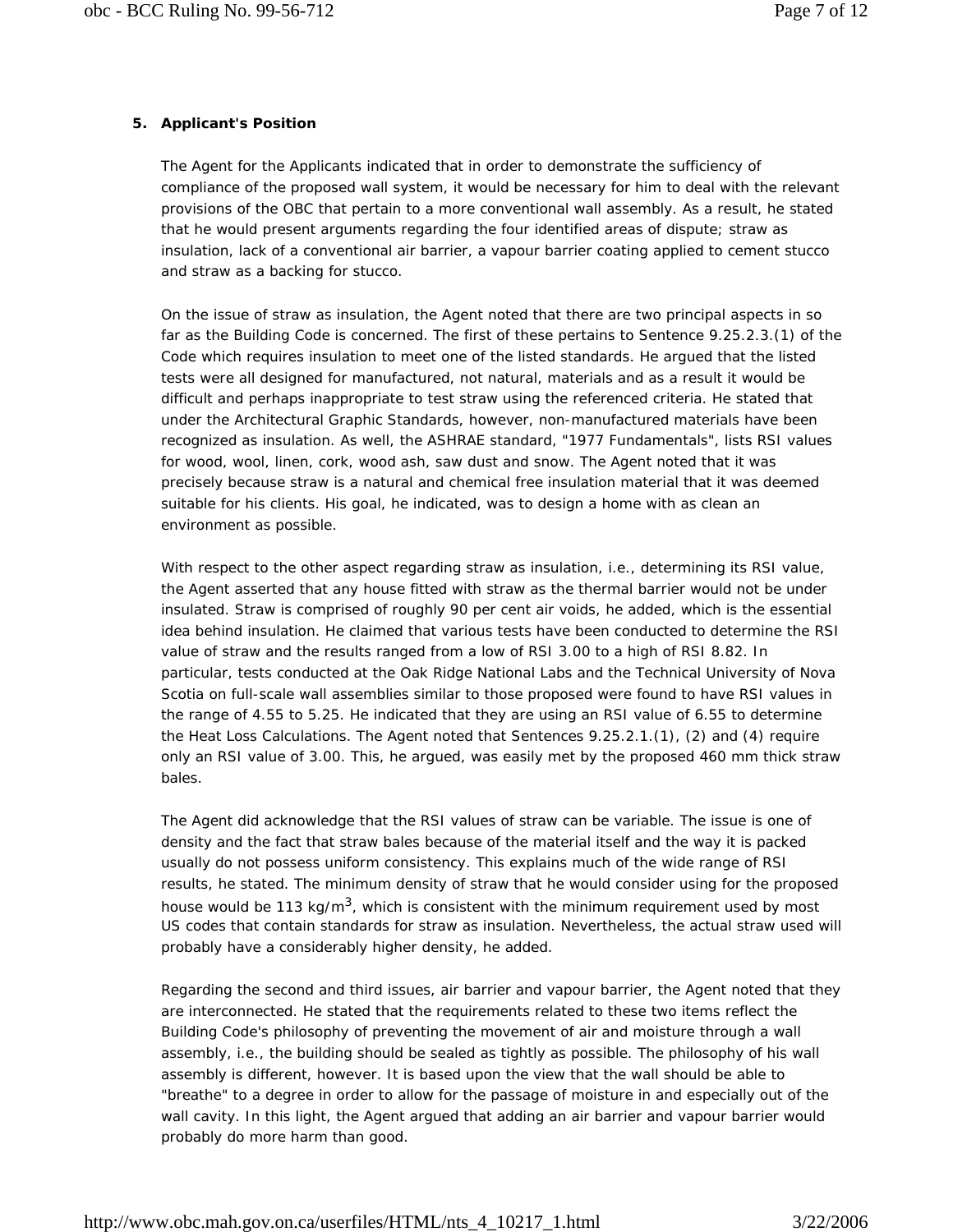## 5. Applicant's Position

The Agent for the Applicants indicated that in order to demonstrate the sufficiency of compliance of the proposed wall system, it would be necessary for him to deal with the relevant provisions of the OBC that pertain to a more conventional wall assembly. As a result, he stated that he would present arguments regarding the four identified areas of dispute; straw as insulation, lack of a conventional air barrier, a vapour barrier coating applied to cement stucco and straw as a backing for stucco.

On the issue of straw as insulation, the Agent noted that there are two principal aspects in so far as the Building Code is concerned. The first of these pertains to Sentence 9.25.2.3.(1) of the Code which requires insulation to meet one of the listed standards. He argued that the listed tests were all designed for manufactured, not natural, materials and as a result it would be difficult and perhaps inappropriate to test straw using the referenced criteria. He stated that under the Architectural Graphic Standards, however, non-manufactured materials have been recognized as insulation. As well, the ASHRAE standard, "1977 Fundamentals", lists RSI values for wood, wool, linen, cork, wood ash, saw dust and snow. The Agent noted that it was precisely because straw is a natural and chemical free insulation material that it was deemed suitable for his clients. His goal, he indicated, was to design a home with as clean an environment as possible.

With respect to the other aspect regarding straw as insulation, i.e., determining its RSI value, the Agent asserted that any house fitted with straw as the thermal barrier would not be under insulated. Straw is comprised of roughly 90 per cent air voids, he added, which is the essential idea behind insulation. He claimed that various tests have been conducted to determine the RSI value of straw and the results ranged from a low of RSI 3.00 to a high of RSI 8.82. In particular, tests conducted at the Oak Ridge National Labs and the Technical University of Nova Scotia on full-scale wall assemblies similar to those proposed were found to have RSI values in the range of 4.55 to 5.25. He indicated that they are using an RSI value of 6.55 to determine the Heat Loss Calculations. The Agent noted that Sentences 9.25.2.1.(1), (2) and (4) require only an RSI value of 3.00. This, he argued, was easily met by the proposed 460 mm thick straw bales.

The Agent did acknowledge that the RSI values of straw can be variable. The issue is one of density and the fact that straw bales because of the material itself and the way it is packed usually do not possess uniform consistency. This explains much of the wide range of RSI results, he stated. The minimum density of straw that he would consider using for the proposed house would be 113 kg/m$^3$, which is consistent with the minimum requirement used by most US codes that contain standards for straw as insulation. Nevertheless, the actual straw used will probably have a considerably higher density, he added.

Regarding the second and third issues, air barrier and vapour barrier, the Agent noted that they are interconnected. He stated that the requirements related to these two items reflect the Building Code's philosophy of preventing the movement of air and moisture through a wall assembly, i.e., the building should be sealed as tightly as possible. The philosophy of his wall assembly is different, however. It is based upon the view that the wall should be able to "breathe" to a degree in order to allow for the passage of moisture in and especially out of the wall cavity. In this light, the Agent argued that adding an air barrier and vapour barrier would probably do more harm than good.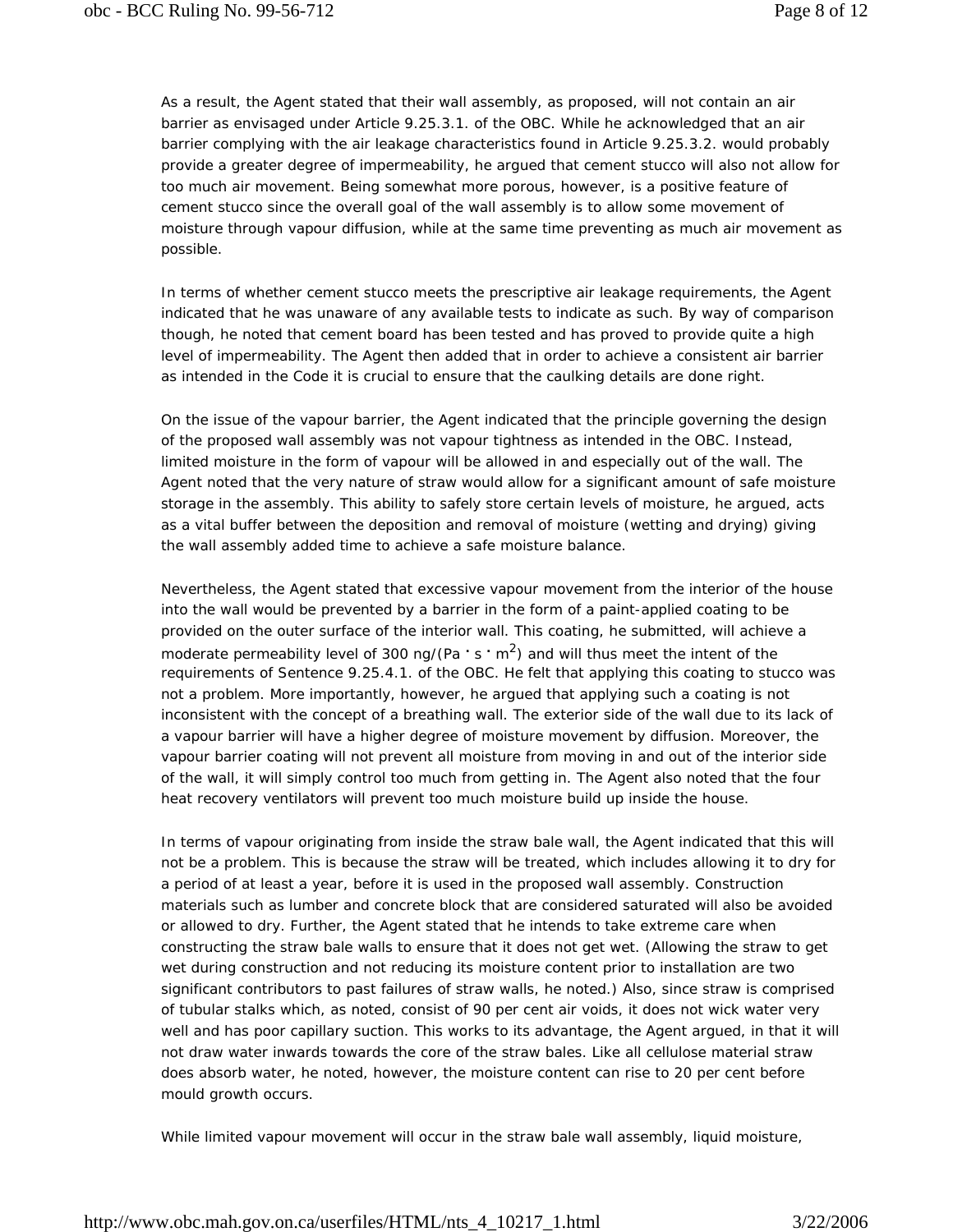As a result, the Agent stated that their wall assembly, as proposed, will not contain an air barrier as envisaged under Article 9.25.3.1. of the OBC. While he acknowledged that an air barrier complying with the air leakage characteristics found in Article 9.25.3.2. would probably provide a greater degree of impermeability, he argued that cement stucco will also not allow for too much air movement. Being somewhat more porous, however, is a positive feature of cement stucco since the overall goal of the wall assembly is to allow some movement of moisture through vapour diffusion, while at the same time preventing as much air movement as possible.

In terms of whether cement stucco meets the prescriptive air leakage requirements, the Agent indicated that he was unaware of any available tests to indicate as such. By way of comparison though, he noted that cement board has been tested and has proved to provide quite a high level of impermeability. The Agent then added that in order to achieve a consistent air barrier as intended in the Code it is crucial to ensure that the caulking details are done right.

On the issue of the vapour barrier, the Agent indicated that the principle governing the design of the proposed wall assembly was not vapour tightness as intended in the OBC. Instead, limited moisture in the form of vapour will be allowed in and especially out of the wall. The Agent noted that the very nature of straw would allow for a significant amount of safe moisture storage in the assembly. This ability to safely store certain levels of moisture, he argued, acts as a vital buffer between the deposition and removal of moisture (wetting and drying) giving the wall assembly added time to achieve a safe moisture balance.

Nevertheless, the Agent stated that excessive vapour movement from the interior of the house into the wall would be prevented by a barrier in the form of a paint-applied coating to be provided on the outer surface of the interior wall. This coating, he submitted, will achieve a moderate permeability level of 300 ng/(Pa · s · m$^2$) and will thus meet the intent of the requirements of Sentence 9.25.4.1. of the OBC. He felt that applying this coating to stucco was not a problem. More importantly, however, he argued that applying such a coating is not inconsistent with the concept of a breathing wall. The exterior side of the wall due to its lack of a vapour barrier will have a higher degree of moisture movement by diffusion. Moreover, the vapour barrier coating will not prevent all moisture from moving in and out of the interior side of the wall, it will simply control too much from getting in. The Agent also noted that the four heat recovery ventilators will prevent too much moisture build up inside the house.

In terms of vapour originating from inside the straw bale wall, the Agent indicated that this will not be a problem. This is because the straw will be treated, which includes allowing it to dry for a period of at least a year, before it is used in the proposed wall assembly. Construction materials such as lumber and concrete block that are considered saturated will also be avoided or allowed to dry. Further, the Agent stated that he intends to take extreme care when constructing the straw bale walls to ensure that it does not get wet. (Allowing the straw to get wet during construction and not reducing its moisture content prior to installation are two significant contributors to past failures of straw walls, he noted.) Also, since straw is comprised of tubular stalks which, as noted, consist of 90 per cent air voids, it does not wick water very well and has poor capillary suction. This works to its advantage, the Agent argued, in that it will not draw water inwards towards the core of the straw bales. Like all cellulose material straw does absorb water, he noted, however, the moisture content can rise to 20 per cent before mould growth occurs.

While limited vapour movement will occur in the straw bale wall assembly, liquid moisture,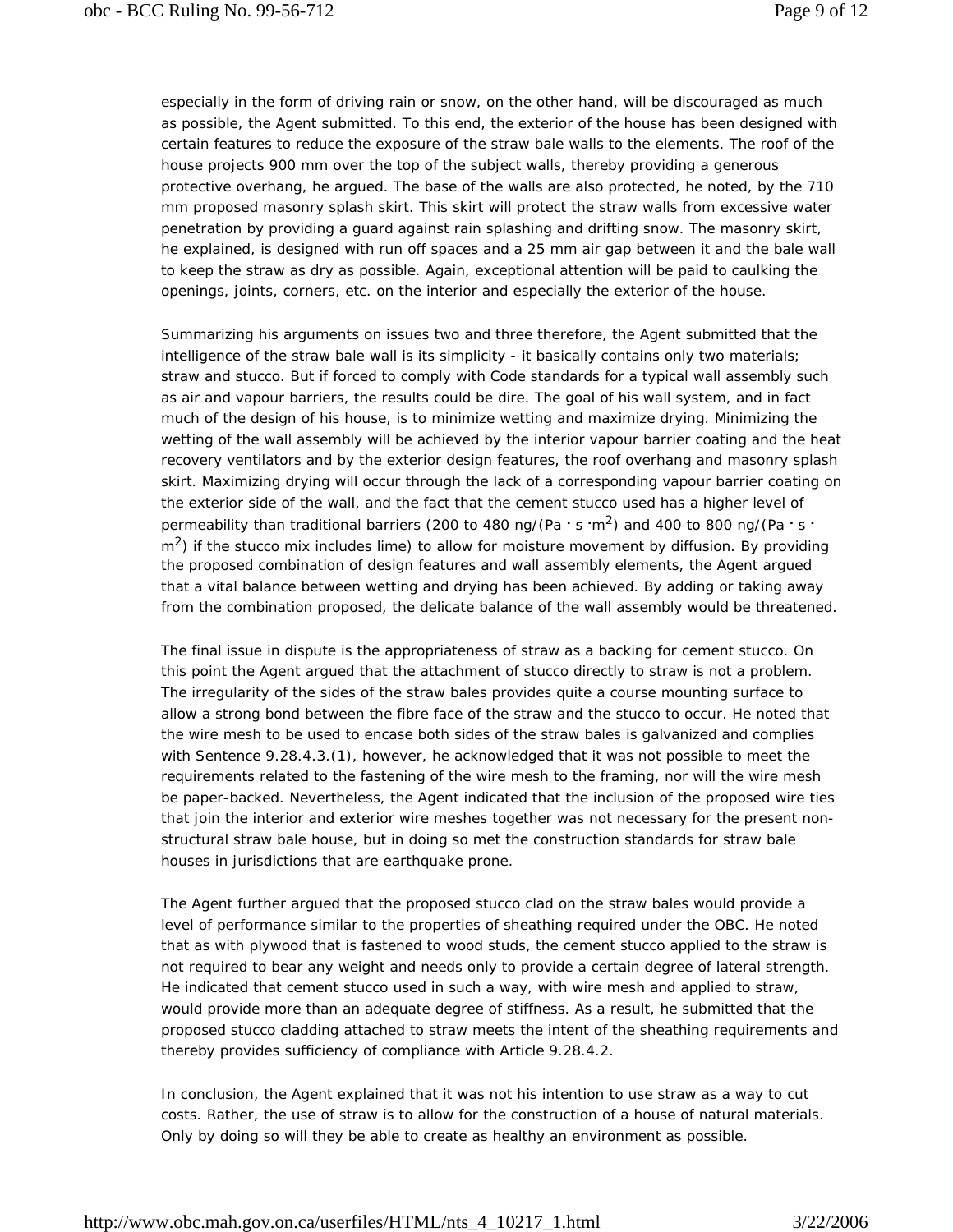especially in the form of driving rain or snow, on the other hand, will be discouraged as much as possible, the Agent submitted. To this end, the exterior of the house has been designed with certain features to reduce the exposure of the straw bale walls to the elements. The roof of the house projects 900 mm over the top of the subject walls, thereby providing a generous protective overhang, he argued. The base of the walls are also protected, he noted, by the 710 mm proposed masonry splash skirt. This skirt will protect the straw walls from excessive water penetration by providing a guard against rain splashing and drifting snow. The masonry skirt, he explained, is designed with run off spaces and a 25 mm air gap between it and the bale wall to keep the straw as dry as possible. Again, exceptional attention will be paid to caulking the openings, joints, corners, etc. on the interior and especially the exterior of the house.

Summarizing his arguments on issues two and three therefore, the Agent submitted that the intelligence of the straw bale wall is its simplicity - it basically contains only two materials; straw and stucco. But if forced to comply with Code standards for a typical wall assembly such as air and vapour barriers, the results could be dire. The goal of his wall system, and in fact much of the design of his house, is to minimize wetting and maximize drying. Minimizing the wetting of the wall assembly will be achieved by the interior vapour barrier coating and the heat recovery ventilators and by the exterior design features, the roof overhang and masonry splash skirt. Maximizing drying will occur through the lack of a corresponding vapour barrier coating on the exterior side of the wall, and the fact that the cement stucco used has a higher level of permeability than traditional barriers (200 to 480 ng/(Pa · s ·$m^2$) and 400 to 800 ng/(Pa · s · $m^2$) if the stucco mix includes lime) to allow for moisture movement by diffusion. By providing the proposed combination of design features and wall assembly elements, the Agent argued that a vital balance between wetting and drying has been achieved. By adding or taking away from the combination proposed, the delicate balance of the wall assembly would be threatened.

The final issue in dispute is the appropriateness of straw as a backing for cement stucco. On this point the Agent argued that the attachment of stucco directly to straw is not a problem. The irregularity of the sides of the straw bales provides quite a course mounting surface to allow a strong bond between the fibre face of the straw and the stucco to occur. He noted that the wire mesh to be used to encase both sides of the straw bales is galvanized and complies with Sentence 9.28.4.3.(1), however, he acknowledged that it was not possible to meet the requirements related to the fastening of the wire mesh to the framing, nor will the wire mesh be paper-backed. Nevertheless, the Agent indicated that the inclusion of the proposed wire ties that join the interior and exterior wire meshes together was not necessary for the present non-structural straw bale house, but in doing so met the construction standards for straw bale houses in jurisdictions that are earthquake prone.

The Agent further argued that the proposed stucco clad on the straw bales would provide a level of performance similar to the properties of sheathing required under the OBC. He noted that as with plywood that is fastened to wood studs, the cement stucco applied to the straw is not required to bear any weight and needs only to provide a certain degree of lateral strength. He indicated that cement stucco used in such a way, with wire mesh and applied to straw, would provide more than an adequate degree of stiffness. As a result, he submitted that the proposed stucco cladding attached to straw meets the intent of the sheathing requirements and thereby provides sufficiency of compliance with Article 9.28.4.2.

In conclusion, the Agent explained that it was not his intention to use straw as a way to cut costs. Rather, the use of straw is to allow for the construction of a house of natural materials. Only by doing so will they be able to create as healthy an environment as possible.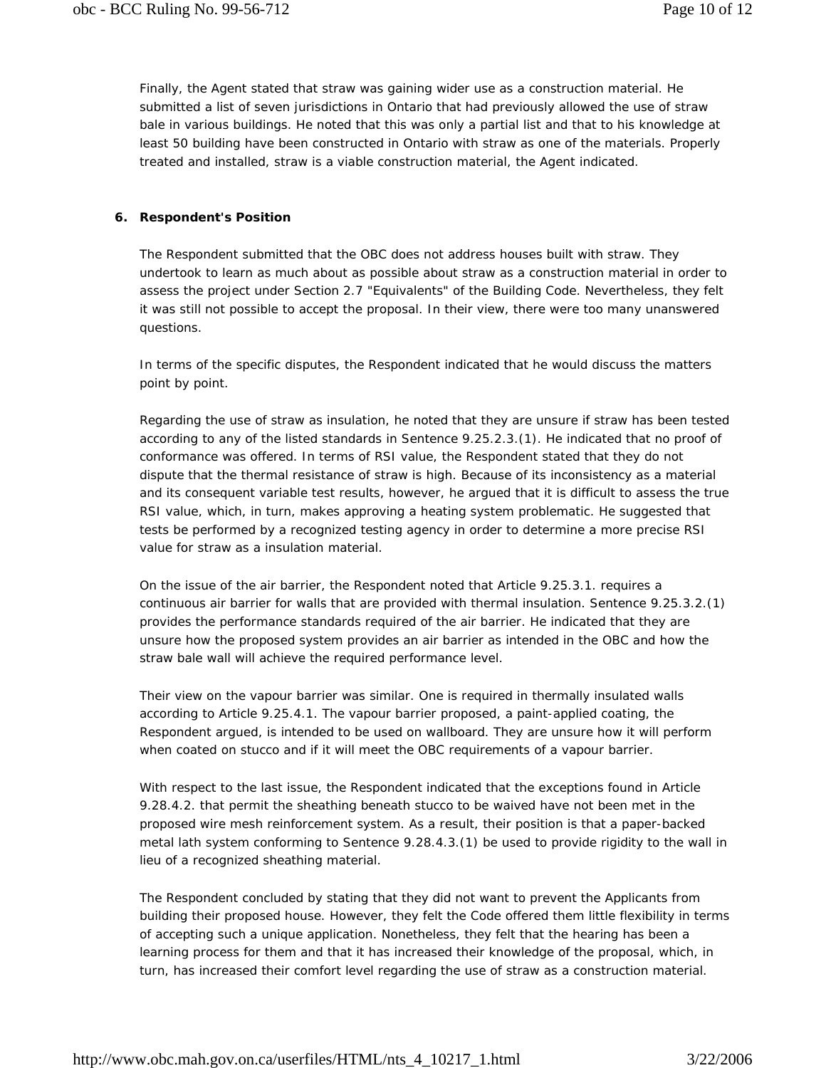Finally, the Agent stated that straw was gaining wider use as a construction material. He submitted a list of seven jurisdictions in Ontario that had previously allowed the use of straw bale in various buildings. He noted that this was only a partial list and that to his knowledge at least 50 building have been constructed in Ontario with straw as one of the materials. Properly treated and installed, straw is a viable construction material, the Agent indicated.

## 6. Respondent's Position

The Respondent submitted that the OBC does not address houses built with straw. They undertook to learn as much about as possible about straw as a construction material in order to assess the project under Section 2.7 "Equivalents" of the Building Code. Nevertheless, they felt it was still not possible to accept the proposal. In their view, there were too many unanswered questions.

In terms of the specific disputes, the Respondent indicated that he would discuss the matters point by point.

Regarding the use of straw as insulation, he noted that they are unsure if straw has been tested according to any of the listed standards in Sentence 9.25.2.3.(1). He indicated that no proof of conformance was offered. In terms of RSI value, the Respondent stated that they do not dispute that the thermal resistance of straw is high. Because of its inconsistency as a material and its consequent variable test results, however, he argued that it is difficult to assess the true RSI value, which, in turn, makes approving a heating system problematic. He suggested that tests be performed by a recognized testing agency in order to determine a more precise RSI value for straw as a insulation material.

On the issue of the air barrier, the Respondent noted that Article 9.25.3.1. requires a continuous air barrier for walls that are provided with thermal insulation. Sentence 9.25.3.2.(1) provides the performance standards required of the air barrier. He indicated that they are unsure how the proposed system provides an air barrier as intended in the OBC and how the straw bale wall will achieve the required performance level.

Their view on the vapour barrier was similar. One is required in thermally insulated walls according to Article 9.25.4.1. The vapour barrier proposed, a paint-applied coating, the Respondent argued, is intended to be used on wallboard. They are unsure how it will perform when coated on stucco and if it will meet the OBC requirements of a vapour barrier.

With respect to the last issue, the Respondent indicated that the exceptions found in Article 9.28.4.2. that permit the sheathing beneath stucco to be waived have not been met in the proposed wire mesh reinforcement system. As a result, their position is that a paper-backed metal lath system conforming to Sentence 9.28.4.3.(1) be used to provide rigidity to the wall in lieu of a recognized sheathing material.

The Respondent concluded by stating that they did not want to prevent the Applicants from building their proposed house. However, they felt the Code offered them little flexibility in terms of accepting such a unique application. Nonetheless, they felt that the hearing has been a learning process for them and that it has increased their knowledge of the proposal, which, in turn, has increased their comfort level regarding the use of straw as a construction material.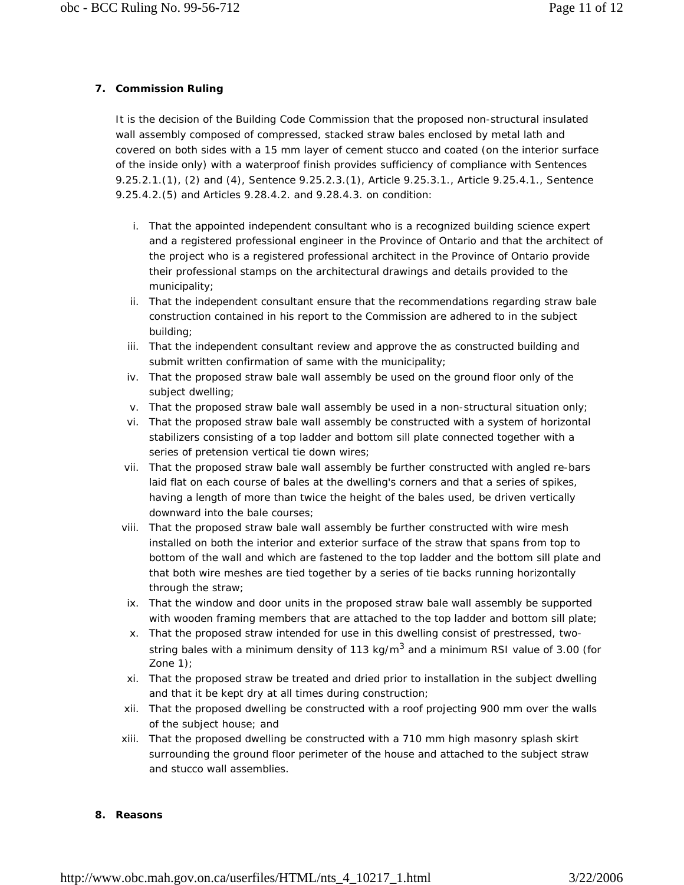## 7. Commission Ruling

It is the decision of the Building Code Commission that the proposed non-structural insulated wall assembly composed of compressed, stacked straw bales enclosed by metal lath and covered on both sides with a 15 mm layer of cement stucco and coated (on the interior surface of the inside only) with a waterproof finish provides sufficiency of compliance with Sentences 9.25.2.1.(1), (2) and (4), Sentence 9.25.2.3.(1), Article 9.25.3.1., Article 9.25.4.1., Sentence 9.25.4.2.(5) and Articles 9.28.4.2. and 9.28.4.3. on condition:

i. That the appointed independent consultant who is a recognized building science expert and a registered professional engineer in the Province of Ontario and that the architect of the project who is a registered professional architect in the Province of Ontario provide their professional stamps on the architectural drawings and details provided to the municipality;
ii. That the independent consultant ensure that the recommendations regarding straw bale construction contained in his report to the Commission are adhered to in the subject building;
iii. That the independent consultant review and approve the as constructed building and submit written confirmation of same with the municipality;
iv. That the proposed straw bale wall assembly be used on the ground floor only of the subject dwelling;
v. That the proposed straw bale wall assembly be used in a non-structural situation only;
vi. That the proposed straw bale wall assembly be constructed with a system of horizontal stabilizers consisting of a top ladder and bottom sill plate connected together with a series of pretension vertical tie down wires;
vii. That the proposed straw bale wall assembly be further constructed with angled re-bars laid flat on each course of bales at the dwelling's corners and that a series of spikes, having a length of more than twice the height of the bales used, be driven vertically downward into the bale courses;
viii. That the proposed straw bale wall assembly be further constructed with wire mesh installed on both the interior and exterior surface of the straw that spans from top to bottom of the wall and which are fastened to the top ladder and the bottom sill plate and that both wire meshes are tied together by a series of tie backs running horizontally through the straw;
ix. That the window and door units in the proposed straw bale wall assembly be supported with wooden framing members that are attached to the top ladder and bottom sill plate;
x. That the proposed straw intended for use in this dwelling consist of prestressed, two-string bales with a minimum density of 113 kg/m$^3$ and a minimum RSI value of 3.00 (for Zone 1);
xi. That the proposed straw be treated and dried prior to installation in the subject dwelling and that it be kept dry at all times during construction;
xii. That the proposed dwelling be constructed with a roof projecting 900 mm over the walls of the subject house; and
xiii. That the proposed dwelling be constructed with a 710 mm high masonry splash skirt surrounding the ground floor perimeter of the house and attached to the subject straw and stucco wall assemblies.

## 8. Reasons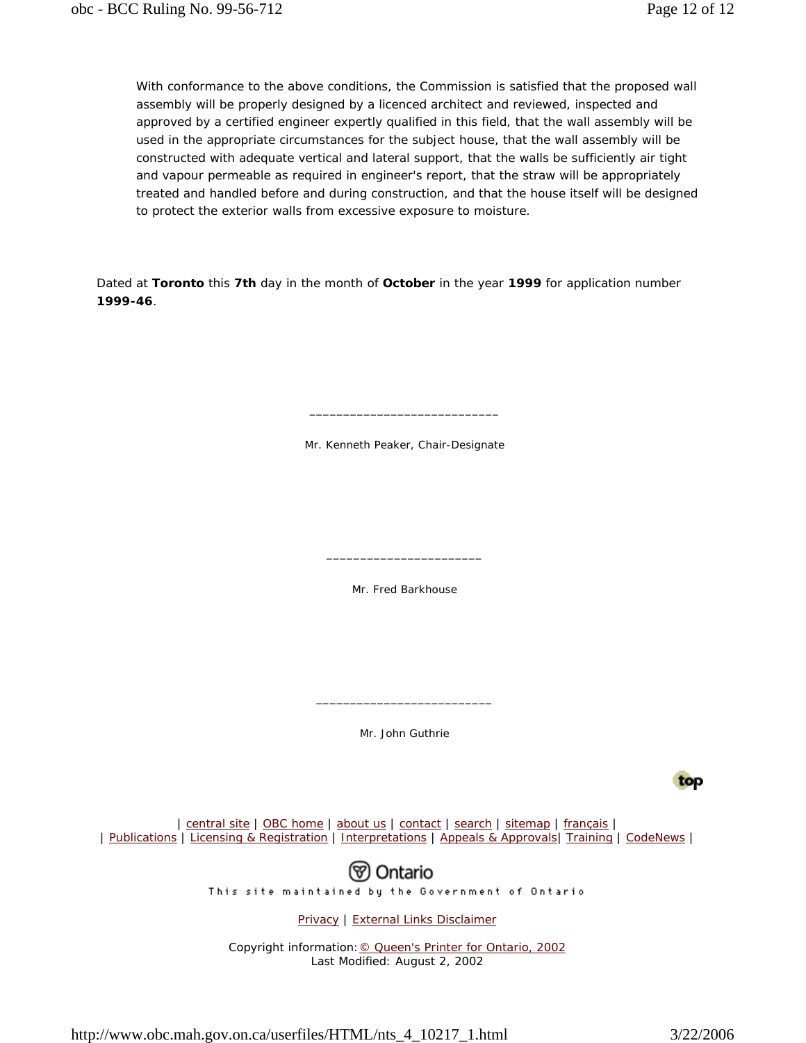With conformance to the above conditions, the Commission is satisfied that the proposed wall assembly will be properly designed by a licenced architect and reviewed, inspected and approved by a certified engineer expertly qualified in this field, that the wall assembly will be used in the appropriate circumstances for the subject house, that the wall assembly will be constructed with adequate vertical and lateral support, that the walls be sufficiently air tight and vapour permeable as required in engineer's report, that the straw will be appropriately treated and handled before and during construction, and that the house itself will be designed to protect the exterior walls from excessive exposure to moisture.

Dated at **Toronto** this **7th** day in the month of **October** in the year **1999** for application number **1999-46**.

____________________________

Mr. Kenneth Peaker, Chair-Designate

_______________________

Mr. Fred Barkhouse

__________________________

Mr. John Guthrie

top

| central site | OBC home | about us | contact | search | sitemap | français |
| Publications | Licensing & Registration | Interpretations | Appeals & Approvals| Training | CodeNews |

Ontario
This site maintained by the Government of Ontario

Privacy | External Links Disclaimer

Copyright information: © Queen's Printer for Ontario, 2002
Last Modified: August 2, 2002